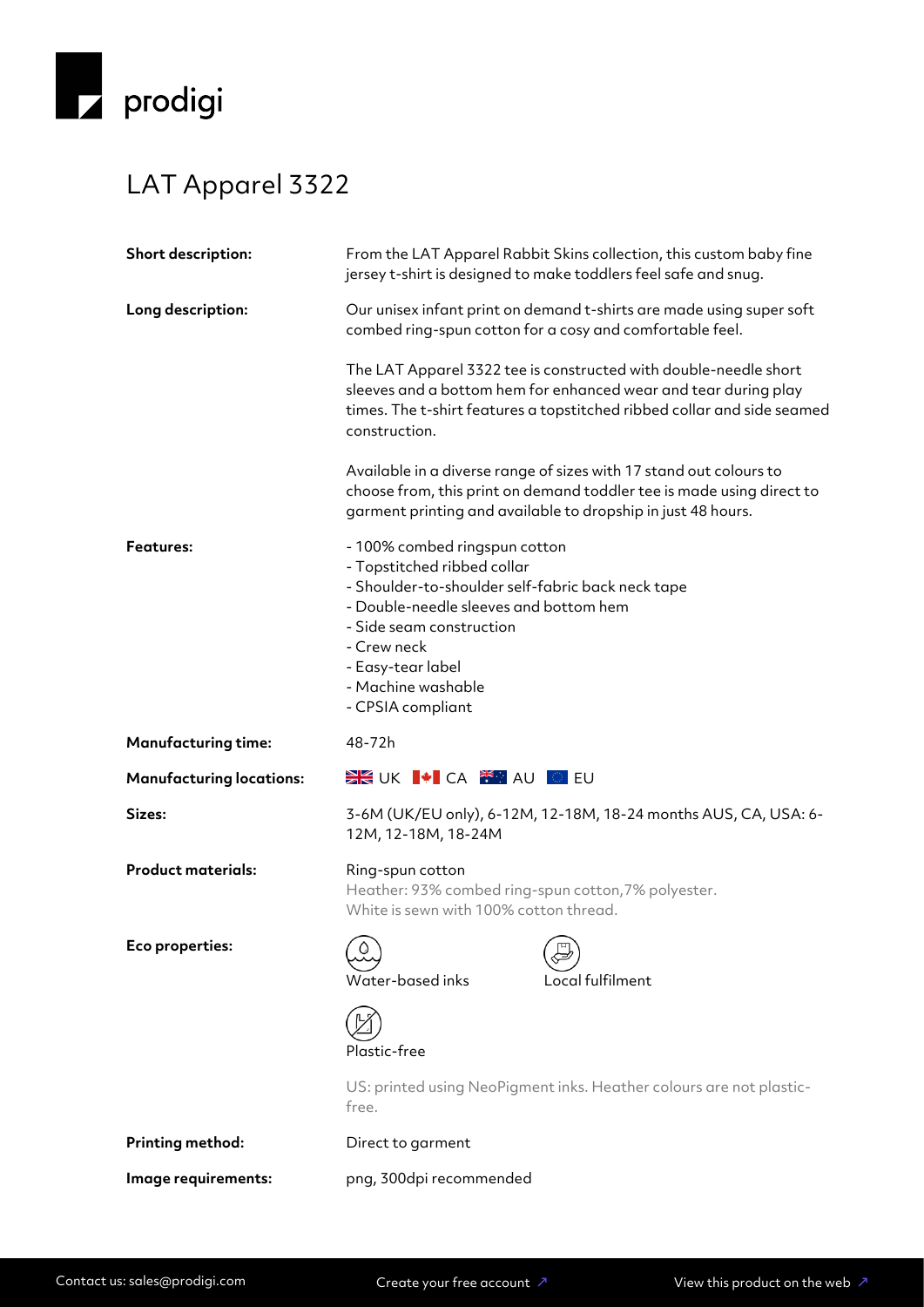prodigi

# LAT Apparel 3322

| | |
|---|---|
| **Short description:** | From the LAT Apparel Rabbit Skins collection, this custom baby fine jersey t-shirt is designed to make toddlers feel safe and snug. |
| **Long description:** | Our unisex infant print on demand t-shirts are made using super soft combed ring-spun cotton for a cosy and comfortable feel.<br><br>The LAT Apparel 3322 tee is constructed with double-needle short sleeves and a bottom hem for enhanced wear and tear during play times. The t-shirt features a topstitched ribbed collar and side seamed construction.<br><br>Available in a diverse range of sizes with 17 stand out colours to choose from, this print on demand toddler tee is made using direct to garment printing and available to dropship in just 48 hours. |
| **Features:** | - 100% combed ringspun cotton<br>- Topstitched ribbed collar<br>- Shoulder-to-shoulder self-fabric back neck tape<br>- Double-needle sleeves and bottom hem<br>- Side seam construction<br>- Crew neck<br>- Easy-tear label<br>- Machine washable<br>- CPSIA compliant |
| **Manufacturing time:** | 48-72h |
| **Manufacturing locations:** | UK CA AU EU |
| **Sizes:** | 3-6M (UK/EU only), 6-12M, 12-18M, 18-24 months AUS, CA, USA: 6-12M, 12-18M, 18-24M |
| **Product materials:** | Ring-spun cotton<br>Heather: 93% combed ring-spun cotton,7% polyester.<br>White is sewn with 100% cotton thread. |
| **Eco properties:** | Water-based inks<br>Local fulfilment<br>Plastic-free<br><br>US: printed using NeoPigment inks. Heather colours are not plastic-free. |
| **Printing method:** | Direct to garment |
| **Image requirements:** | png, 300dpi recommended |

Contact us: sales@prodigi.com    Create your free account ↗    View this product on the web ↗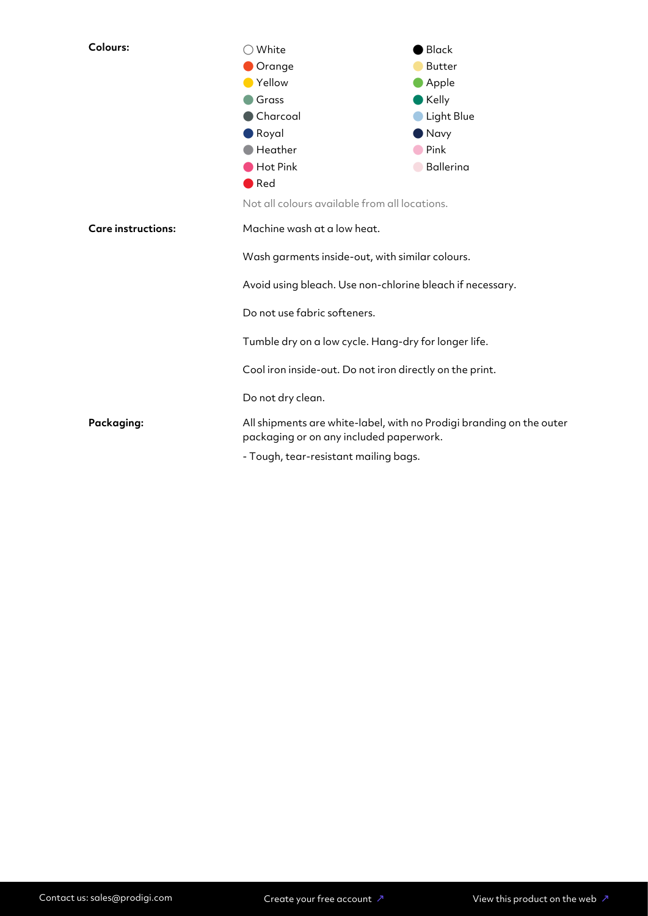**Colours:**

- White
- Black
- Orange
- Butter
- Yellow
- Apple
- Grass
- Kelly
- Charcoal
- Light Blue
- Royal
- Navy
- Heather
- Pink
- Hot Pink
- Ballerina
- Red

Not all colours available from all locations.

**Care instructions:**

Machine wash at a low heat.

Wash garments inside-out, with similar colours.

Avoid using bleach. Use non-chlorine bleach if necessary.

Do not use fabric softeners.

Tumble dry on a low cycle. Hang-dry for longer life.

Cool iron inside-out. Do not iron directly on the print.

Do not dry clean.

**Packaging:**

All shipments are white-label, with no Prodigi branding on the outer packaging or on any included paperwork.

- Tough, tear-resistant mailing bags.

Contact us: sales@prodigi.com

Create your free account ↗

View this product on the web ↗